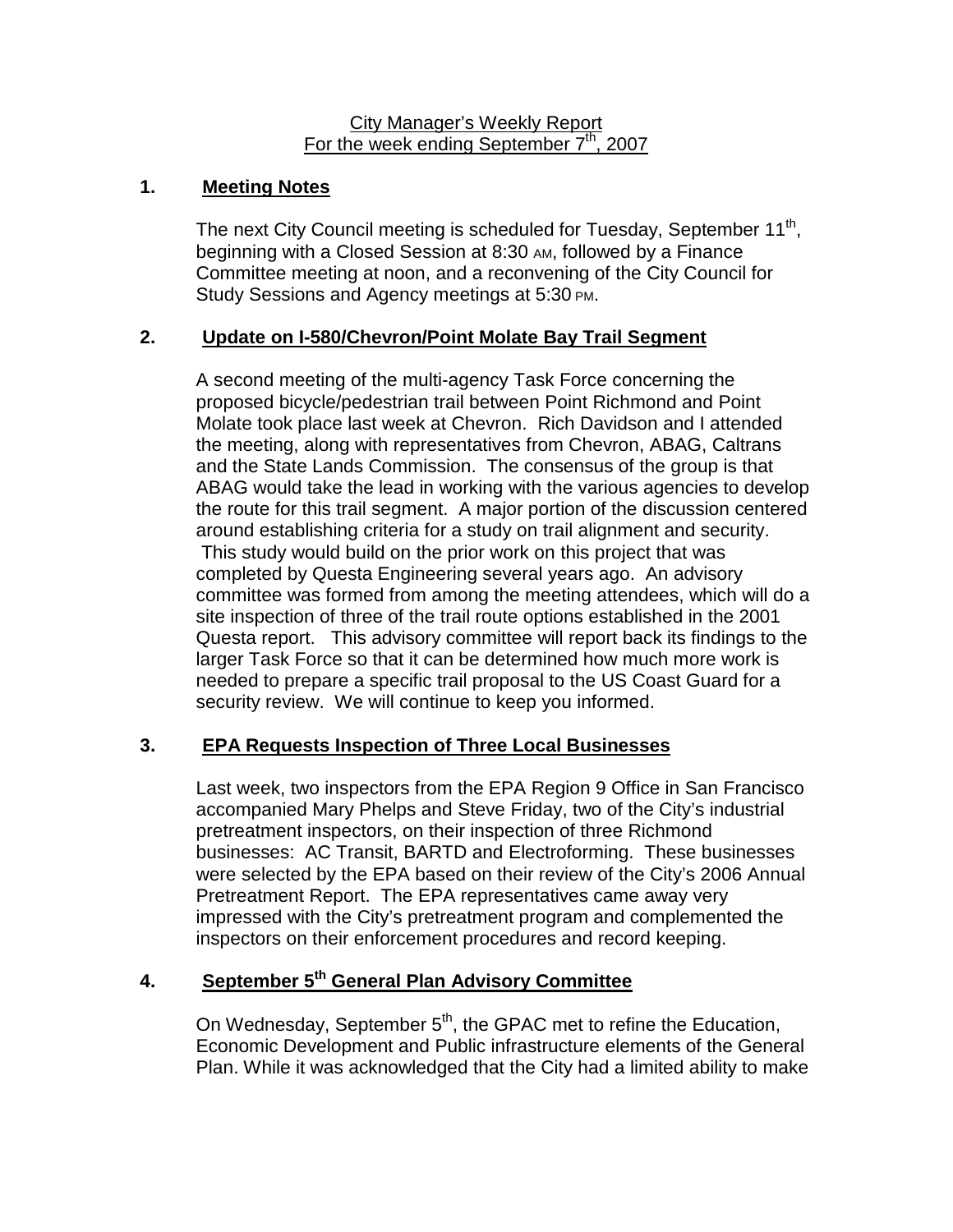City Manager's Weekly Report
For the week ending September 7th, 2007

## 1. Meeting Notes

The next City Council meeting is scheduled for Tuesday, September 11th, beginning with a Closed Session at 8:30 AM, followed by a Finance Committee meeting at noon, and a reconvening of the City Council for Study Sessions and Agency meetings at 5:30 PM.

## 2. Update on I-580/Chevron/Point Molate Bay Trail Segment

A second meeting of the multi-agency Task Force concerning the proposed bicycle/pedestrian trail between Point Richmond and Point Molate took place last week at Chevron. Rich Davidson and I attended the meeting, along with representatives from Chevron, ABAG, Caltrans and the State Lands Commission. The consensus of the group is that ABAG would take the lead in working with the various agencies to develop the route for this trail segment. A major portion of the discussion centered around establishing criteria for a study on trail alignment and security. This study would build on the prior work on this project that was completed by Questa Engineering several years ago. An advisory committee was formed from among the meeting attendees, which will do a site inspection of three of the trail route options established in the 2001 Questa report. This advisory committee will report back its findings to the larger Task Force so that it can be determined how much more work is needed to prepare a specific trail proposal to the US Coast Guard for a security review. We will continue to keep you informed.

## 3. EPA Requests Inspection of Three Local Businesses

Last week, two inspectors from the EPA Region 9 Office in San Francisco accompanied Mary Phelps and Steve Friday, two of the City's industrial pretreatment inspectors, on their inspection of three Richmond businesses: AC Transit, BARTD and Electroforming. These businesses were selected by the EPA based on their review of the City's 2006 Annual Pretreatment Report. The EPA representatives came away very impressed with the City's pretreatment program and complemented the inspectors on their enforcement procedures and record keeping.

## 4. September 5th General Plan Advisory Committee

On Wednesday, September 5th, the GPAC met to refine the Education, Economic Development and Public infrastructure elements of the General Plan. While it was acknowledged that the City had a limited ability to make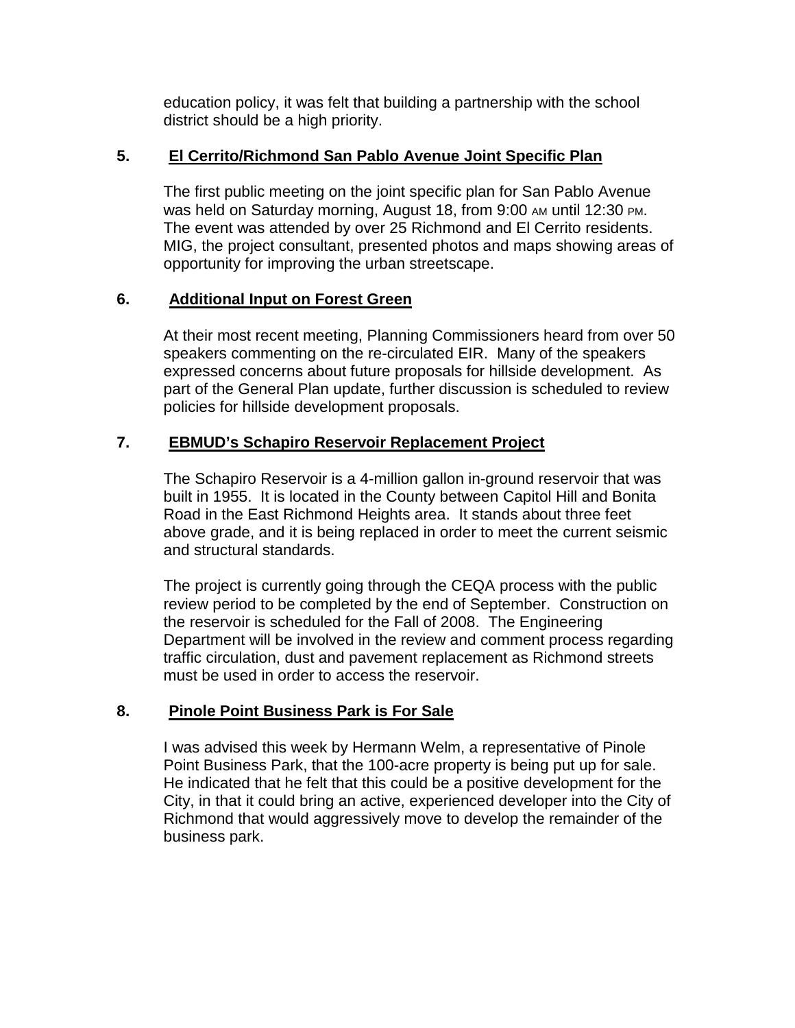education policy, it was felt that building a partnership with the school district should be a high priority.

**5. El Cerrito/Richmond San Pablo Avenue Joint Specific Plan**

The first public meeting on the joint specific plan for San Pablo Avenue was held on Saturday morning, August 18, from 9:00 AM until 12:30 PM. The event was attended by over 25 Richmond and El Cerrito residents. MIG, the project consultant, presented photos and maps showing areas of opportunity for improving the urban streetscape.

**6. Additional Input on Forest Green**

At their most recent meeting, Planning Commissioners heard from over 50 speakers commenting on the re-circulated EIR. Many of the speakers expressed concerns about future proposals for hillside development. As part of the General Plan update, further discussion is scheduled to review policies for hillside development proposals.

**7. EBMUD's Schapiro Reservoir Replacement Project**

The Schapiro Reservoir is a 4-million gallon in-ground reservoir that was built in 1955. It is located in the County between Capitol Hill and Bonita Road in the East Richmond Heights area. It stands about three feet above grade, and it is being replaced in order to meet the current seismic and structural standards.

The project is currently going through the CEQA process with the public review period to be completed by the end of September. Construction on the reservoir is scheduled for the Fall of 2008. The Engineering Department will be involved in the review and comment process regarding traffic circulation, dust and pavement replacement as Richmond streets must be used in order to access the reservoir.

**8. Pinole Point Business Park is For Sale**

I was advised this week by Hermann Welm, a representative of Pinole Point Business Park, that the 100-acre property is being put up for sale. He indicated that he felt that this could be a positive development for the City, in that it could bring an active, experienced developer into the City of Richmond that would aggressively move to develop the remainder of the business park.